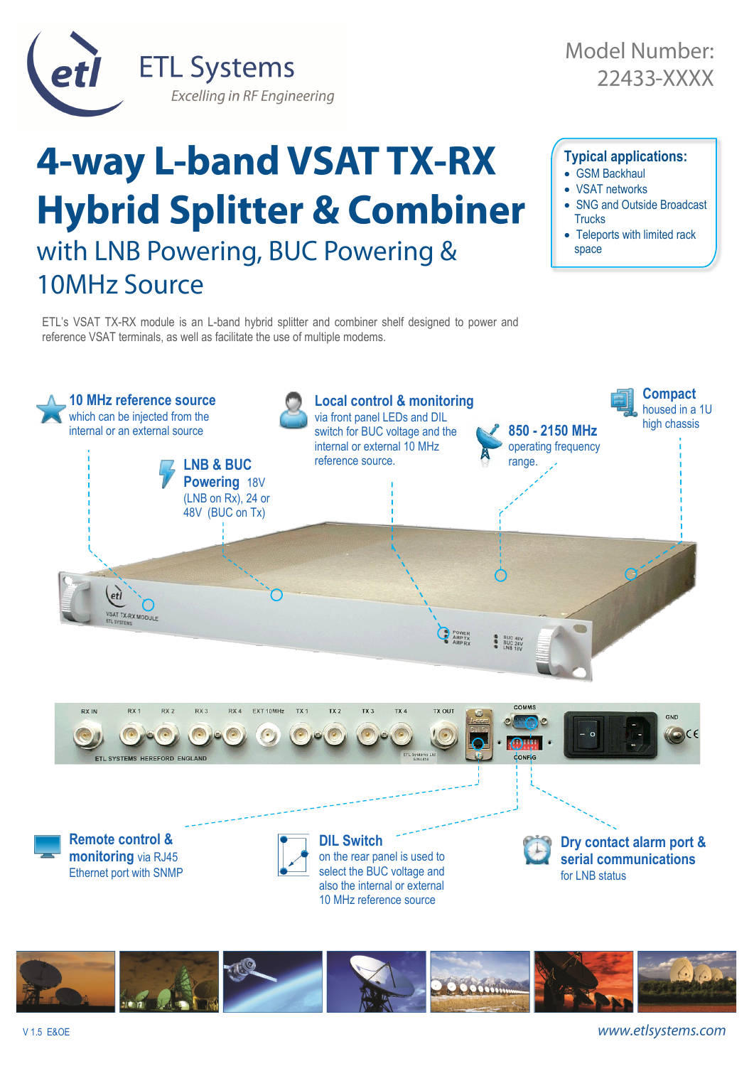ETL Systems

*Excelling in RF Engineering*

Model Number:
22433-XXXX

# 4-way L-band VSAT TX-RX Hybrid Splitter & Combiner

## with LNB Powering, BUC Powering & 10MHz Source

**Typical applications:**

- GSM Backhaul
- VSAT networks
- SNG and Outside Broadcast Trucks
- Teleports with limited rack space

ETL's VSAT TX-RX module is an L-band hybrid splitter and combiner shelf designed to power and reference VSAT terminals, as well as facilitate the use of multiple modems.

**10 MHz reference source** which can be injected from the internal or an external source

**Local control & monitoring** via front panel LEDs and DIL switch for BUC voltage and the internal or external 10 MHz reference source.

**Compact** housed in a 1U high chassis

**850 - 2150 MHz** operating frequency range.

**LNB & BUC Powering** 18V (LNB on Rx), 24 or 48V (BUC on Tx)

**Remote control & monitoring** via RJ45 Ethernet port with SNMP

**DIL Switch** on the rear panel is used to select the BUC voltage and also the internal or external 10 MHz reference source

**Dry contact alarm port & serial communications** for LNB status

V 1.5 E&OE

www.etlsystems.com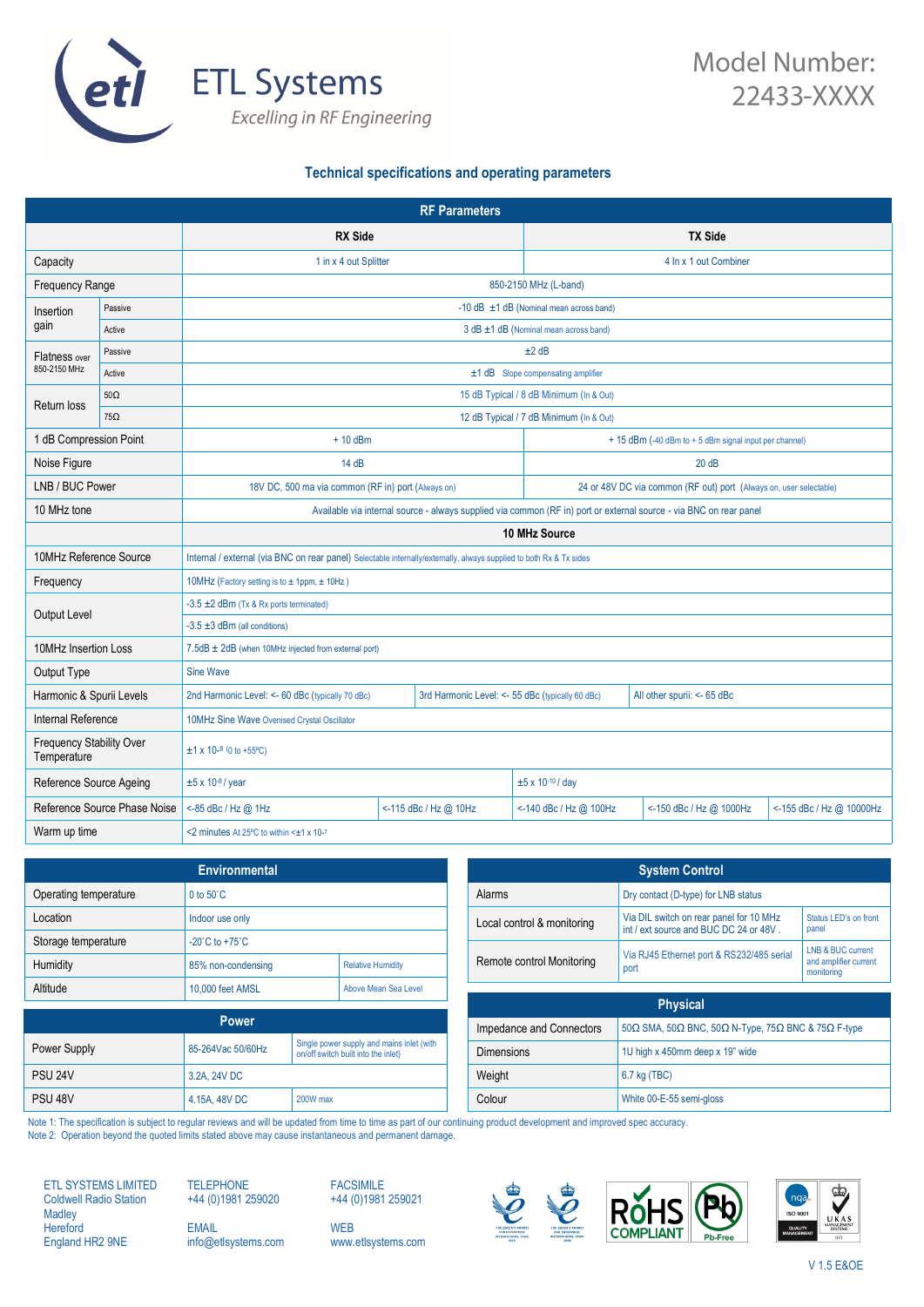ETL Systems
*Excelling in RF Engineering*

Model Number: 22433-XXXX

## Technical specifications and operating parameters

| RF Parameters | | | | | | |
|---|---|---|---|---|---|---|
| | | RX Side | | TX Side | | |
| Capacity | | 1 in x 4 out Splitter | | 4 In x 1 out Combiner | | |
| Frequency Range | | 850-2150 MHz (L-band) | | | | |
| Insertion gain | Passive | -10 dB ±1 dB (Nominal mean across band) | | | | |
| | Active | 3 dB ±1 dB (Nominal mean across band) | | | | |
| Flatness over 850-2150 MHz | Passive | ±2 dB | | | | |
| | Active | ±1 dB Slope compensating amplifier | | | | |
| Return loss | 50Ω | 15 dB Typical / 8 dB Minimum (In & Out) | | | | |
| | 75Ω | 12 dB Typical / 7 dB Minimum (In & Out) | | | | |
| 1 dB Compression Point | | + 10 dBm | | + 15 dBm (-40 dBm to + 5 dBm signal input per channel) | | |
| Noise Figure | | 14 dB | | 20 dB | | |
| LNB / BUC Power | | 18V DC, 500 ma via common (RF in) port (Always on) | | 24 or 48V DC via common (RF out) port (Always on, user selectable) | | |
| 10 MHz tone | | Available via internal source - always supplied via common (RF in) port or external source - via BNC on rear panel | | | | |
| | | 10 MHz Source | | | | |
| 10MHz Reference Source | | Internal / external (via BNC on rear panel) Selectable internally/externally, always supplied to both Rx & Tx sides | | | | |
| Frequency | | 10MHz (Factory setting is to ± 1ppm, ± 10Hz ) | | | | |
| Output Level | | -3.5 ±2 dBm (Tx & Rx ports terminated) | | | | |
| | | -3.5 ±3 dBm (all conditions) | | | | |
| 10MHz Insertion Loss | | 7.5dB ± 2dB (when 10MHz injected from external port) | | | | |
| Output Type | | Sine Wave | | | | |
| Harmonic & Spurii Levels | | 2nd Harmonic Level: <- 60 dBc (typically 70 dBc) | 3rd Harmonic Level: <- 55 dBc (typically 60 dBc) | | All other spurii: <- 65 dBc | |
| Internal Reference | | 10MHz Sine Wave Ovenised Crystal Oscillator | | | | |
| Frequency Stability Over Temperature | | $\pm 1 \times 10^{-8}$ (0 to +55ºC) | | | | |
| Reference Source Ageing | | $\pm 5 \times 10^{-8}$ / year | | $\pm 5 \times 10^{-10}$ / day | | |
| Reference Source Phase Noise | | <-85 dBc / Hz @ 1Hz | <-115 dBc / Hz @ 10Hz | <-140 dBc / Hz @ 100Hz | <-150 dBc / Hz @ 1000Hz | <-155 dBc / Hz @ 10000Hz |
| Warm up time | | <2 minutes At 25ºC to within $<\pm 1 \times 10^{-7}$ | | | | |

| Environmental | | |
|---|---|---|
| Operating temperature | 0 to 50˚C | |
| Location | Indoor use only | |
| Storage temperature | -20˚C to +75˚C | |
| Humidity | 85% non-condensing | Relative Humidity |
| Altitude | 10,000 feet AMSL | Above Mean Sea Level |

| Power | | |
|---|---|---|
| Power Supply | 85-264Vac 50/60Hz | Single power supply and mains inlet (with on/off switch built into the inlet) |
| PSU 24V | 3.2A, 24V DC | |
| PSU 48V | 4.15A, 48V DC | 200W max |

| System Control | | |
|---|---|---|
| Alarms | Dry contact (D-type) for LNB status | |
| Local control & monitoring | Via DIL switch on rear panel for 10 MHz int / ext source and BUC DC 24 or 48V . | Status LED's on front panel |
| Remote control Monitoring | Via RJ45 Ethernet port & RS232/485 serial port | LNB & BUC current and amplifier current monitoring |

| Physical | |
|---|---|
| Impedance and Connectors | 50Ω SMA, 50Ω BNC, 50Ω N-Type, 75Ω BNC & 75Ω F-type |
| Dimensions | 1U high x 450mm deep x 19" wide |
| Weight | 6.7 kg (TBC) |
| Colour | White 00-E-55 semi-gloss |

Note 1: The specification is subject to regular reviews and will be updated from time to time as part of our continuing product development and improved spec accuracy.
Note 2: Operation beyond the quoted limits stated above may cause instantaneous and permanent damage.

ETL SYSTEMS LIMITED
Coldwell Radio Station
Madley
Hereford
England HR2 9NE

TELEPHONE
+44 (0)1981 259020

EMAIL
info@etlsystems.com

FACSIMILE
+44 (0)1981 259021

WEB
www.etlsystems.com

RoHS COMPLIANT  Pb-Free  ISO 9001  UKAS

V 1.5 E&OE